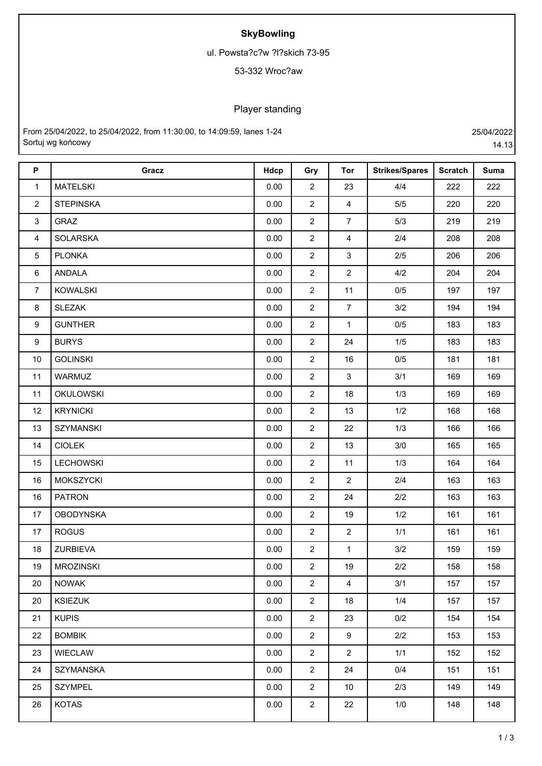**SkyBowling**

ul. Powsta?c?w ?l?skich 73-95

53-332 Wroc?aw

## Player standing

From 25/04/2022, to 25/04/2022, from 11:30:00, to 14:09:59, lanes 1-24
Sortuj wg końcowy

25/04/2022
14.13

| P | Gracz | Hdcp | Gry | Tor | Strikes/Spares | Scratch | Suma |
|---|---|---|---|---|---|---|---|
| 1 | MATELSKI | 0.00 | 2 | 23 | 4/4 | 222 | 222 |
| 2 | STEPINSKA | 0.00 | 2 | 4 | 5/5 | 220 | 220 |
| 3 | GRAZ | 0.00 | 2 | 7 | 5/3 | 219 | 219 |
| 4 | SOLARSKA | 0.00 | 2 | 4 | 2/4 | 208 | 208 |
| 5 | PLONKA | 0.00 | 2 | 3 | 2/5 | 206 | 206 |
| 6 | ANDALA | 0.00 | 2 | 2 | 4/2 | 204 | 204 |
| 7 | KOWALSKI | 0.00 | 2 | 11 | 0/5 | 197 | 197 |
| 8 | SLEZAK | 0.00 | 2 | 7 | 3/2 | 194 | 194 |
| 9 | GUNTHER | 0.00 | 2 | 1 | 0/5 | 183 | 183 |
| 9 | BURYS | 0.00 | 2 | 24 | 1/5 | 183 | 183 |
| 10 | GOLINSKI | 0.00 | 2 | 16 | 0/5 | 181 | 181 |
| 11 | WARMUZ | 0.00 | 2 | 3 | 3/1 | 169 | 169 |
| 11 | OKULOWSKI | 0.00 | 2 | 18 | 1/3 | 169 | 169 |
| 12 | KRYNICKI | 0.00 | 2 | 13 | 1/2 | 168 | 168 |
| 13 | SZYMANSKI | 0.00 | 2 | 22 | 1/3 | 166 | 166 |
| 14 | CIOLEK | 0.00 | 2 | 13 | 3/0 | 165 | 165 |
| 15 | LECHOWSKI | 0.00 | 2 | 11 | 1/3 | 164 | 164 |
| 16 | MOKSZYCKI | 0.00 | 2 | 2 | 2/4 | 163 | 163 |
| 16 | PATRON | 0.00 | 2 | 24 | 2/2 | 163 | 163 |
| 17 | OBODYNSKA | 0.00 | 2 | 19 | 1/2 | 161 | 161 |
| 17 | ROGUS | 0.00 | 2 | 2 | 1/1 | 161 | 161 |
| 18 | ZURBIEVA | 0.00 | 2 | 1 | 3/2 | 159 | 159 |
| 19 | MROZINSKI | 0.00 | 2 | 19 | 2/2 | 158 | 158 |
| 20 | NOWAK | 0.00 | 2 | 4 | 3/1 | 157 | 157 |
| 20 | KSIEZUK | 0.00 | 2 | 18 | 1/4 | 157 | 157 |
| 21 | KUPIS | 0.00 | 2 | 23 | 0/2 | 154 | 154 |
| 22 | BOMBIK | 0.00 | 2 | 9 | 2/2 | 153 | 153 |
| 23 | WIECLAW | 0.00 | 2 | 2 | 1/1 | 152 | 152 |
| 24 | SZYMANSKA | 0.00 | 2 | 24 | 0/4 | 151 | 151 |
| 25 | SZYMPEL | 0.00 | 2 | 10 | 2/3 | 149 | 149 |
| 26 | KOTAS | 0.00 | 2 | 22 | 1/0 | 148 | 148 |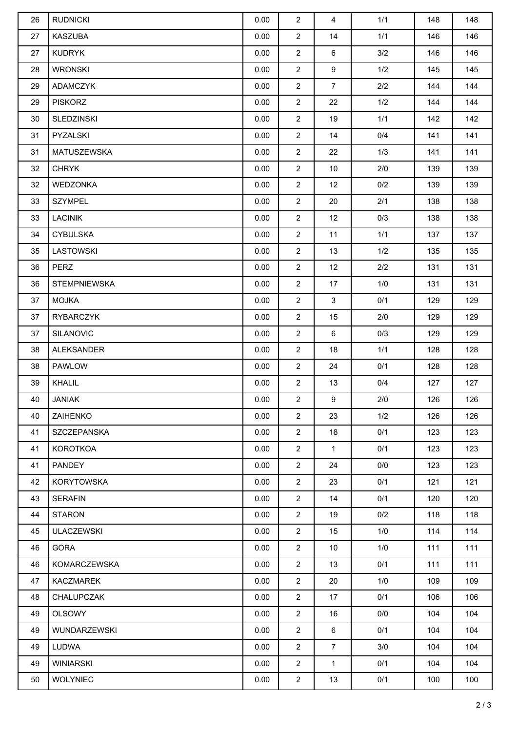| 26 | RUDNICKI | 0.00 | 2 | 4 | 1/1 | 148 | 148 |
|---|---|---|---|---|---|---|---|
| 27 | KASZUBA | 0.00 | 2 | 14 | 1/1 | 146 | 146 |
| 27 | KUDRYK | 0.00 | 2 | 6 | 3/2 | 146 | 146 |
| 28 | WRONSKI | 0.00 | 2 | 9 | 1/2 | 145 | 145 |
| 29 | ADAMCZYK | 0.00 | 2 | 7 | 2/2 | 144 | 144 |
| 29 | PISKORZ | 0.00 | 2 | 22 | 1/2 | 144 | 144 |
| 30 | SLEDZINSKI | 0.00 | 2 | 19 | 1/1 | 142 | 142 |
| 31 | PYZALSKI | 0.00 | 2 | 14 | 0/4 | 141 | 141 |
| 31 | MATUSZEWSKA | 0.00 | 2 | 22 | 1/3 | 141 | 141 |
| 32 | CHRYK | 0.00 | 2 | 10 | 2/0 | 139 | 139 |
| 32 | WEDZONKA | 0.00 | 2 | 12 | 0/2 | 139 | 139 |
| 33 | SZYMPEL | 0.00 | 2 | 20 | 2/1 | 138 | 138 |
| 33 | LACINIK | 0.00 | 2 | 12 | 0/3 | 138 | 138 |
| 34 | CYBULSKA | 0.00 | 2 | 11 | 1/1 | 137 | 137 |
| 35 | LASTOWSKI | 0.00 | 2 | 13 | 1/2 | 135 | 135 |
| 36 | PERZ | 0.00 | 2 | 12 | 2/2 | 131 | 131 |
| 36 | STEMPNIEWSKA | 0.00 | 2 | 17 | 1/0 | 131 | 131 |
| 37 | MOJKA | 0.00 | 2 | 3 | 0/1 | 129 | 129 |
| 37 | RYBARCZYK | 0.00 | 2 | 15 | 2/0 | 129 | 129 |
| 37 | SILANOVIC | 0.00 | 2 | 6 | 0/3 | 129 | 129 |
| 38 | ALEKSANDER | 0.00 | 2 | 18 | 1/1 | 128 | 128 |
| 38 | PAWLOW | 0.00 | 2 | 24 | 0/1 | 128 | 128 |
| 39 | KHALIL | 0.00 | 2 | 13 | 0/4 | 127 | 127 |
| 40 | JANIAK | 0.00 | 2 | 9 | 2/0 | 126 | 126 |
| 40 | ZAIHENKO | 0.00 | 2 | 23 | 1/2 | 126 | 126 |
| 41 | SZCZEPANSKA | 0.00 | 2 | 18 | 0/1 | 123 | 123 |
| 41 | KOROTKOA | 0.00 | 2 | 1 | 0/1 | 123 | 123 |
| 41 | PANDEY | 0.00 | 2 | 24 | 0/0 | 123 | 123 |
| 42 | KORYTOWSKA | 0.00 | 2 | 23 | 0/1 | 121 | 121 |
| 43 | SERAFIN | 0.00 | 2 | 14 | 0/1 | 120 | 120 |
| 44 | STARON | 0.00 | 2 | 19 | 0/2 | 118 | 118 |
| 45 | ULACZEWSKI | 0.00 | 2 | 15 | 1/0 | 114 | 114 |
| 46 | GORA | 0.00 | 2 | 10 | 1/0 | 111 | 111 |
| 46 | KOMARCZEWSKA | 0.00 | 2 | 13 | 0/1 | 111 | 111 |
| 47 | KACZMAREK | 0.00 | 2 | 20 | 1/0 | 109 | 109 |
| 48 | CHALUPCZAK | 0.00 | 2 | 17 | 0/1 | 106 | 106 |
| 49 | OLSOWY | 0.00 | 2 | 16 | 0/0 | 104 | 104 |
| 49 | WUNDARZEWSKI | 0.00 | 2 | 6 | 0/1 | 104 | 104 |
| 49 | LUDWA | 0.00 | 2 | 7 | 3/0 | 104 | 104 |
| 49 | WINIARSKI | 0.00 | 2 | 1 | 0/1 | 104 | 104 |
| 50 | WOLYNIEC | 0.00 | 2 | 13 | 0/1 | 100 | 100 |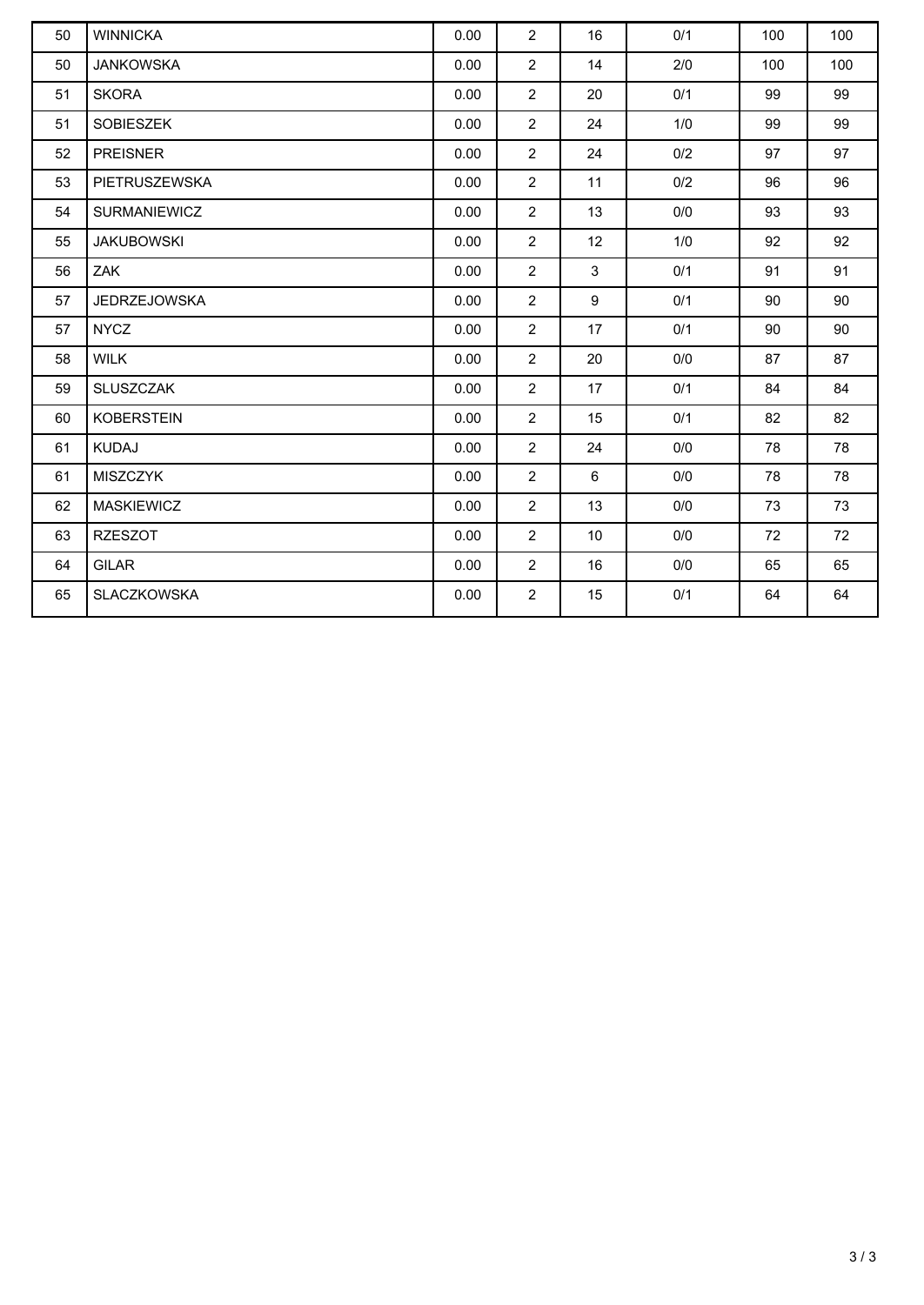| | | | | | | | |
|---|---|---|---|---|---|---|---|
| 50 | WINNICKA | 0.00 | 2 | 16 | 0/1 | 100 | 100 |
| 50 | JANKOWSKA | 0.00 | 2 | 14 | 2/0 | 100 | 100 |
| 51 | SKORA | 0.00 | 2 | 20 | 0/1 | 99 | 99 |
| 51 | SOBIESZEK | 0.00 | 2 | 24 | 1/0 | 99 | 99 |
| 52 | PREISNER | 0.00 | 2 | 24 | 0/2 | 97 | 97 |
| 53 | PIETRUSZEWSKA | 0.00 | 2 | 11 | 0/2 | 96 | 96 |
| 54 | SURMANIEWICZ | 0.00 | 2 | 13 | 0/0 | 93 | 93 |
| 55 | JAKUBOWSKI | 0.00 | 2 | 12 | 1/0 | 92 | 92 |
| 56 | ZAK | 0.00 | 2 | 3 | 0/1 | 91 | 91 |
| 57 | JEDRZEJOWSKA | 0.00 | 2 | 9 | 0/1 | 90 | 90 |
| 57 | NYCZ | 0.00 | 2 | 17 | 0/1 | 90 | 90 |
| 58 | WILK | 0.00 | 2 | 20 | 0/0 | 87 | 87 |
| 59 | SLUSZCZAK | 0.00 | 2 | 17 | 0/1 | 84 | 84 |
| 60 | KOBERSTEIN | 0.00 | 2 | 15 | 0/1 | 82 | 82 |
| 61 | KUDAJ | 0.00 | 2 | 24 | 0/0 | 78 | 78 |
| 61 | MISZCZYK | 0.00 | 2 | 6 | 0/0 | 78 | 78 |
| 62 | MASKIEWICZ | 0.00 | 2 | 13 | 0/0 | 73 | 73 |
| 63 | RZESZOT | 0.00 | 2 | 10 | 0/0 | 72 | 72 |
| 64 | GILAR | 0.00 | 2 | 16 | 0/0 | 65 | 65 |
| 65 | SLACZKOWSKA | 0.00 | 2 | 15 | 0/1 | 64 | 64 |